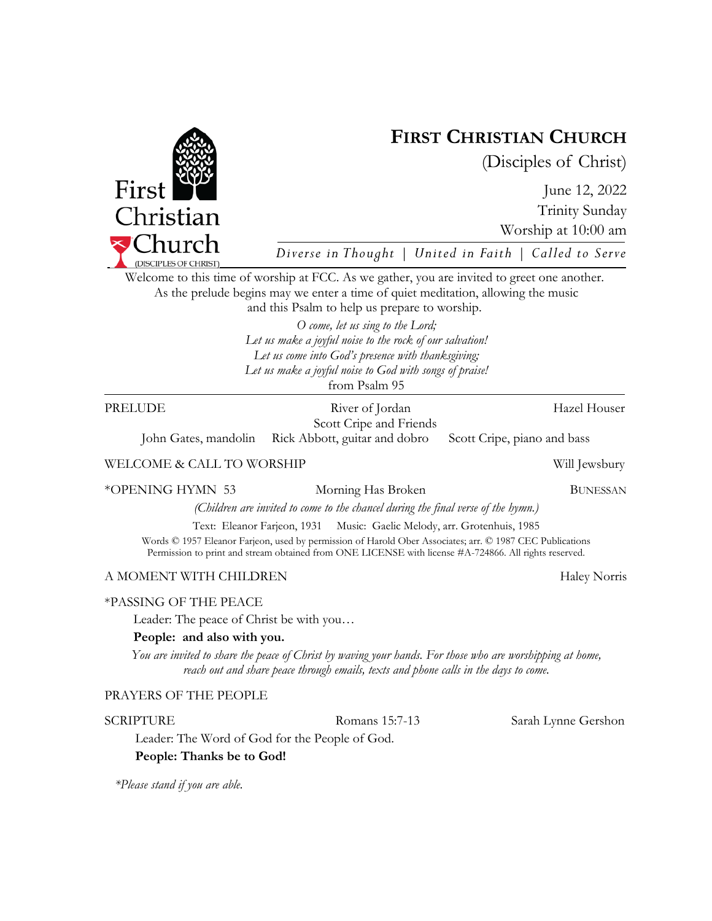# FIRST CHRISTIAN CHURCH

(Disciples of Christ)

June 12, 2022
Trinity Sunday
Worship at 10:00 am

*Diverse in Thought | United in Faith | Called to Serve*

Welcome to this time of worship at FCC. As we gather, you are invited to greet one another. As the prelude begins may we enter a time of quiet meditation, allowing the music and this Psalm to help us prepare to worship.

*O come, let us sing to the Lord;*
*Let us make a joyful noise to the rock of our salvation!*
*Let us come into God's presence with thanksgiving;*
*Let us make a joyful noise to God with songs of praise!*
from Psalm 95

---

PRELUDE — River of Jordan — Hazel Houser
Scott Cripe and Friends
John Gates, mandolin — Rick Abbott, guitar and dobro — Scott Cripe, piano and bass

WELCOME & CALL TO WORSHIP — Will Jewsbury

*OPENING HYMN 53 — Morning Has Broken — BUNESSAN

*(Children are invited to come to the chancel during the final verse of the hymn.)*

Text: Eleanor Farjeon, 1931 Music: Gaelic Melody, arr. Grotenhuis, 1985

Words © 1957 Eleanor Farjeon, used by permission of Harold Ober Associates; arr. © 1987 CEC Publications
Permission to print and stream obtained from ONE LICENSE with license #A-724866. All rights reserved.

A MOMENT WITH CHILDREN — Haley Norris

*PASSING OF THE PEACE

Leader: The peace of Christ be with you…

**People: and also with you.**

*You are invited to share the peace of Christ by waving your hands. For those who are worshipping at home, reach out and share peace through emails, texts and phone calls in the days to come.*

PRAYERS OF THE PEOPLE

SCRIPTURE — Romans 15:7-13 — Sarah Lynne Gershon

Leader: The Word of God for the People of God.

**People: Thanks be to God!**

*\*Please stand if you are able.*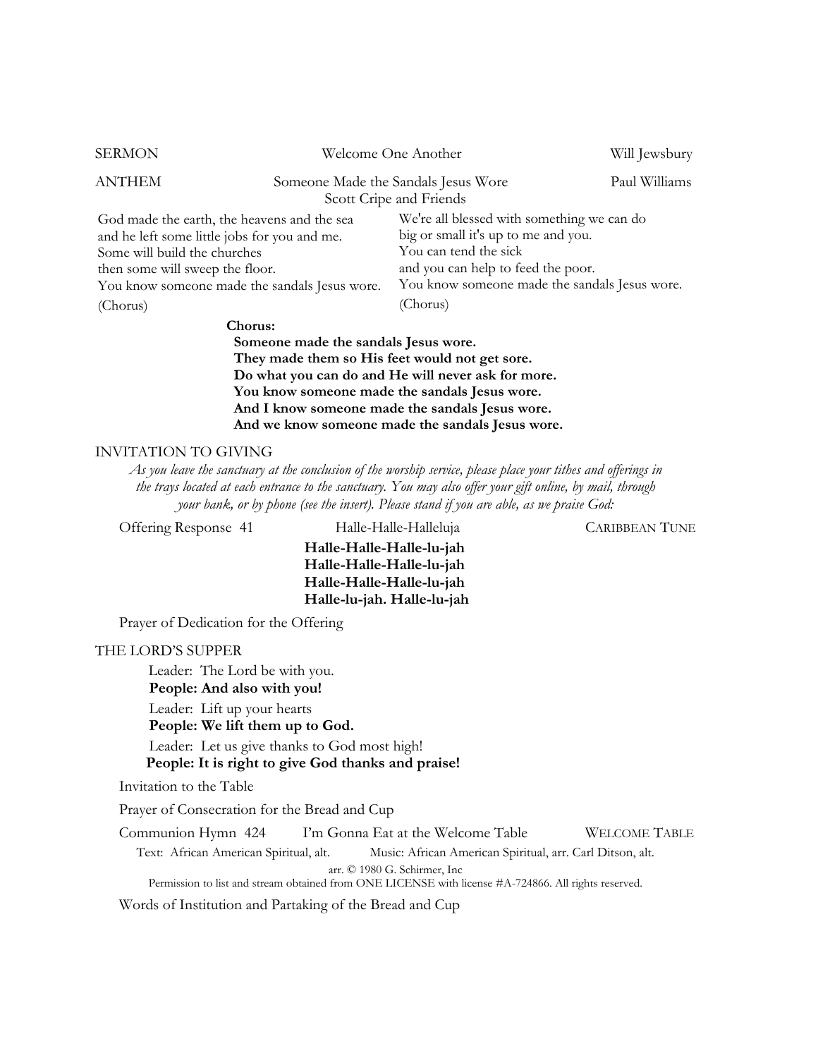SERMON Welcome One Another Will Jewsbury

ANTHEM Someone Made the Sandals Jesus Wore Paul Williams
Scott Cripe and Friends

God made the earth, the heavens and the sea
and he left some little jobs for you and me.
Some will build the churches
then some will sweep the floor.
You know someone made the sandals Jesus wore.
(Chorus)

We're all blessed with something we can do
big or small it's up to me and you.
You can tend the sick
and you can help to feed the poor.
You know someone made the sandals Jesus wore.
(Chorus)

**Chorus:**
**Someone made the sandals Jesus wore.**
**They made them so His feet would not get sore.**
**Do what you can do and He will never ask for more.**
**You know someone made the sandals Jesus wore.**
**And I know someone made the sandals Jesus wore.**
**And we know someone made the sandals Jesus wore.**

INVITATION TO GIVING

*As you leave the sanctuary at the conclusion of the worship service, please place your tithes and offerings in the trays located at each entrance to the sanctuary. You may also offer your gift online, by mail, through your bank, or by phone (see the insert). Please stand if you are able, as we praise God:*

Offering Response 41 Halle-Halle-Halleluja CARIBBEAN TUNE

**Halle-Halle-Halle-lu-jah**
**Halle-Halle-Halle-lu-jah**
**Halle-Halle-Halle-lu-jah**
**Halle-lu-jah. Halle-lu-jah**

Prayer of Dedication for the Offering

THE LORD'S SUPPER

Leader: The Lord be with you.
**People: And also with you!**

Leader: Lift up your hearts
**People: We lift them up to God.**

Leader: Let us give thanks to God most high!
**People: It is right to give God thanks and praise!**

Invitation to the Table

Prayer of Consecration for the Bread and Cup

Communion Hymn 424 I'm Gonna Eat at the Welcome Table WELCOME TABLE

Text: African American Spiritual, alt. Music: African American Spiritual, arr. Carl Ditson, alt.
arr. © 1980 G. Schirmer, Inc
Permission to list and stream obtained from ONE LICENSE with license #A-724866. All rights reserved.

Words of Institution and Partaking of the Bread and Cup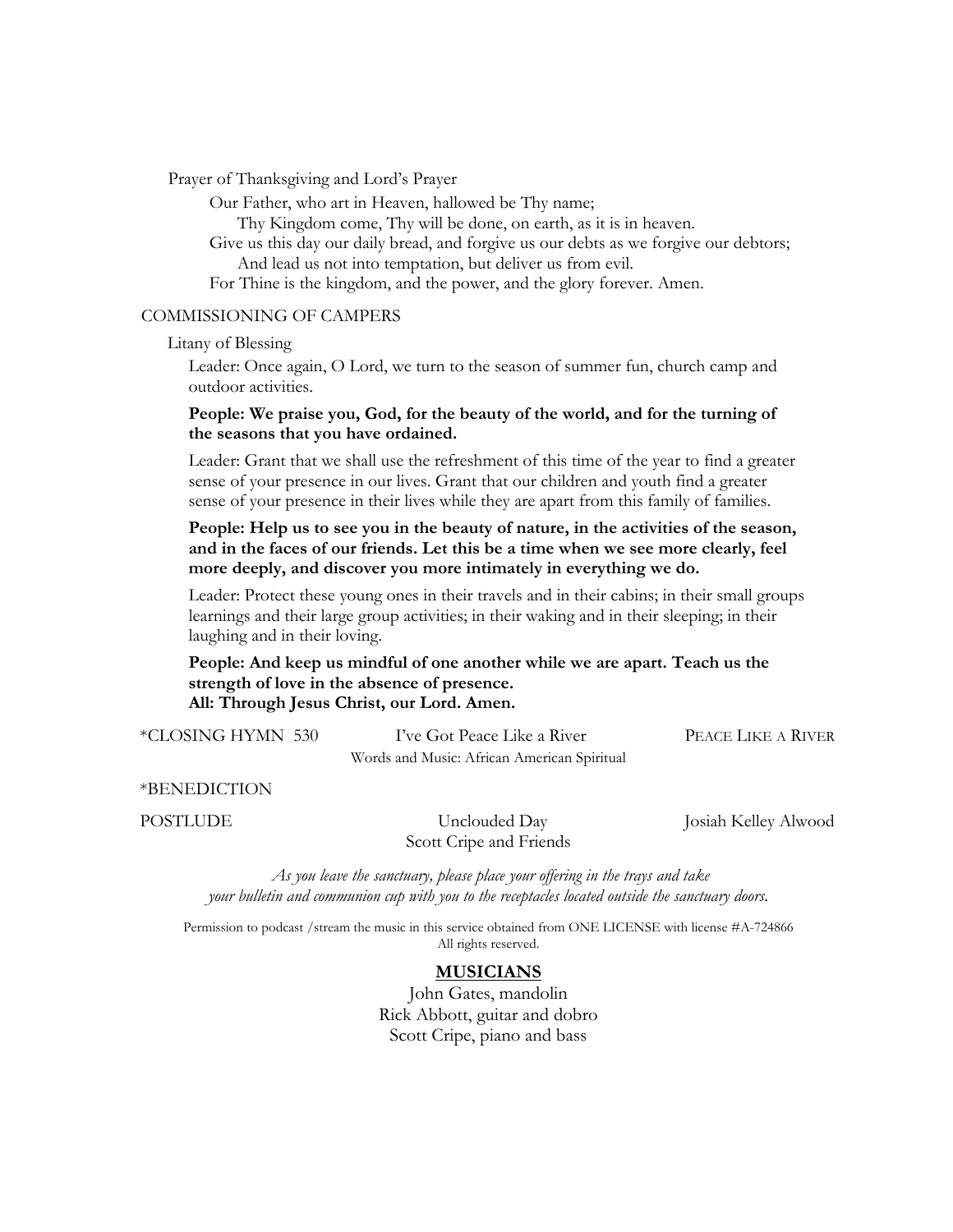Prayer of Thanksgiving and Lord's Prayer

Our Father, who art in Heaven, hallowed be Thy name;
Thy Kingdom come, Thy will be done, on earth, as it is in heaven.
Give us this day our daily bread, and forgive us our debts as we forgive our debtors;
And lead us not into temptation, but deliver us from evil.
For Thine is the kingdom, and the power, and the glory forever. Amen.

COMMISSIONING OF CAMPERS

Litany of Blessing

Leader: Once again, O Lord, we turn to the season of summer fun, church camp and outdoor activities.

**People: We praise you, God, for the beauty of the world, and for the turning of the seasons that you have ordained.**

Leader: Grant that we shall use the refreshment of this time of the year to find a greater sense of your presence in our lives. Grant that our children and youth find a greater sense of your presence in their lives while they are apart from this family of families.

**People: Help us to see you in the beauty of nature, in the activities of the season, and in the faces of our friends. Let this be a time when we see more clearly, feel more deeply, and discover you more intimately in everything we do.**

Leader: Protect these young ones in their travels and in their cabins; in their small groups learnings and their large group activities; in their waking and in their sleeping; in their laughing and in their loving.

**People: And keep us mindful of one another while we are apart. Teach us the strength of love in the absence of presence.**
**All: Through Jesus Christ, our Lord. Amen.**

*CLOSING HYMN 530 — I've Got Peace Like a River — PEACE LIKE A RIVER
Words and Music: African American Spiritual

*BENEDICTION

POSTLUDE — Unclouded Day — Josiah Kelley Alwood
Scott Cripe and Friends

*As you leave the sanctuary, please place your offering in the trays and take your bulletin and communion cup with you to the receptacles located outside the sanctuary doors.*

Permission to podcast /stream the music in this service obtained from ONE LICENSE with license #A-724866
All rights reserved.

**MUSICIANS**

John Gates, mandolin
Rick Abbott, guitar and dobro
Scott Cripe, piano and bass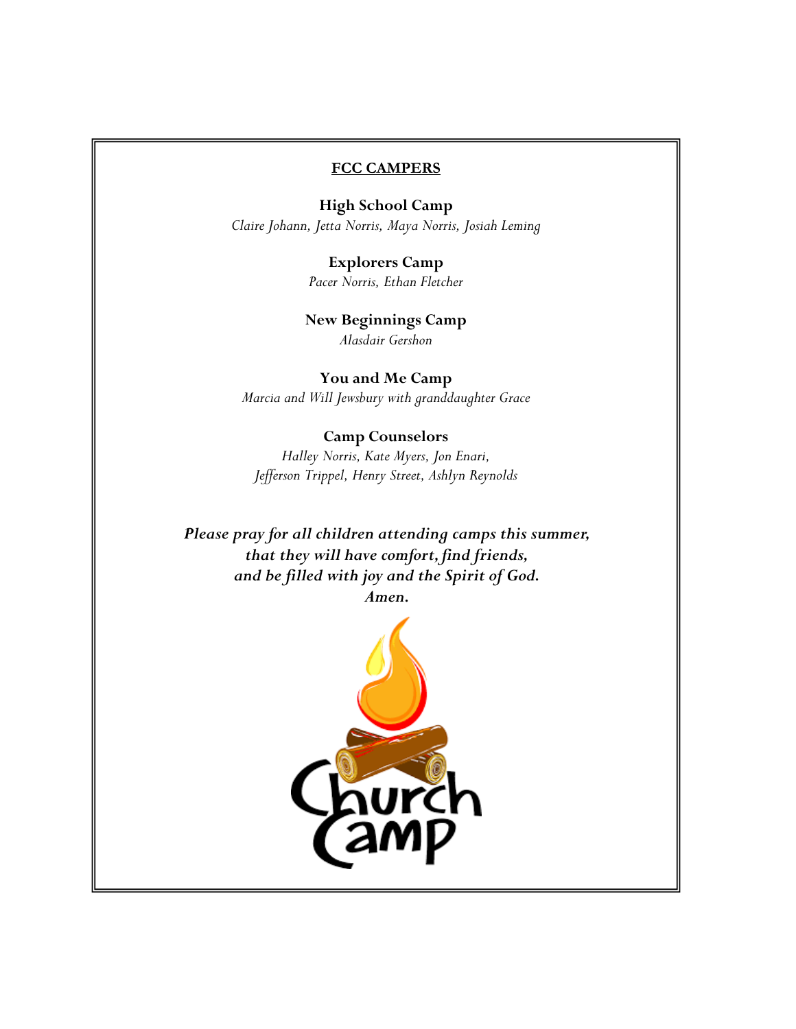# FCC CAMPERS

**High School Camp**

*Claire Johann, Jetta Norris, Maya Norris, Josiah Leming*

**Explorers Camp**

*Pacer Norris, Ethan Fletcher*

**New Beginnings Camp**

*Alasdair Gershon*

**You and Me Camp**

*Marcia and Will Jewsbury with granddaughter Grace*

**Camp Counselors**

*Halley Norris, Kate Myers, Jon Enari,*
*Jefferson Trippel, Henry Street, Ashlyn Reynolds*

***Please pray for all children attending camps this summer,***
***that they will have comfort, find friends,***
***and be filled with joy and the Spirit of God.***
***Amen.***

Church Camp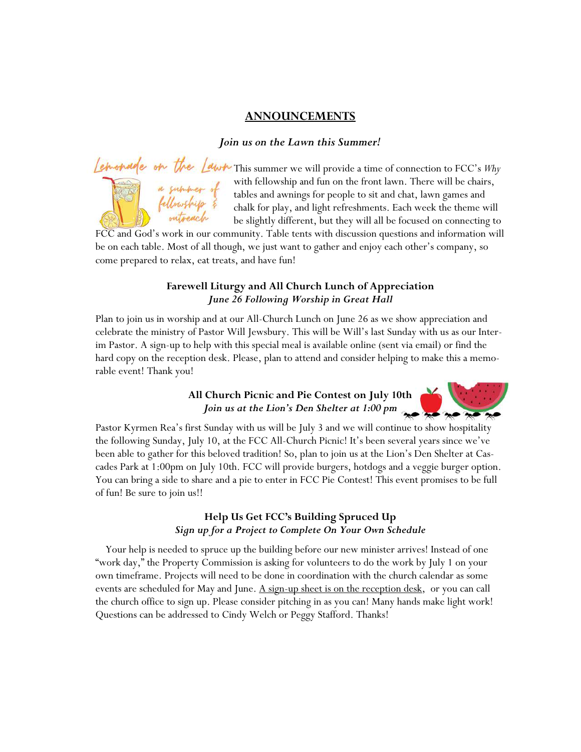## ANNOUNCEMENTS

### *Join us on the Lawn this Summer!*

Lemonade on the Lawn — a summer of fellowship & outreach

This summer we will provide a time of connection to FCC's *Why* with fellowship and fun on the front lawn. There will be chairs, tables and awnings for people to sit and chat, lawn games and chalk for play, and light refreshments. Each week the theme will be slightly different, but they will all be focused on connecting to FCC and God's work in our community. Table tents with discussion questions and information will be on each table. Most of all though, we just want to gather and enjoy each other's company, so come prepared to relax, eat treats, and have fun!

### Farewell Liturgy and All Church Lunch of Appreciation
***June 26 Following Worship in Great Hall***

Plan to join us in worship and at our All-Church Lunch on June 26 as we show appreciation and celebrate the ministry of Pastor Will Jewsbury. This will be Will's last Sunday with us as our Interim Pastor. A sign-up to help with this special meal is available online (sent via email) or find the hard copy on the reception desk. Please, plan to attend and consider helping to make this a memorable event! Thank you!

### All Church Picnic and Pie Contest on July 10th
***Join us at the Lion's Den Shelter at 1:00 pm***

Pastor Kyrmen Rea's first Sunday with us will be July 3 and we will continue to show hospitality the following Sunday, July 10, at the FCC All-Church Picnic! It's been several years since we've been able to gather for this beloved tradition! So, plan to join us at the Lion's Den Shelter at Cascades Park at 1:00pm on July 10th. FCC will provide burgers, hotdogs and a veggie burger option. You can bring a side to share and a pie to enter in FCC Pie Contest! This event promises to be full of fun! Be sure to join us!!

### Help Us Get FCC's Building Spruced Up
***Sign up for a Project to Complete On Your Own Schedule***

Your help is needed to spruce up the building before our new minister arrives! Instead of one "work day," the Property Commission is asking for volunteers to do the work by July 1 on your own timeframe. Projects will need to be done in coordination with the church calendar as some events are scheduled for May and June. <u>A sign-up sheet is on the reception desk</u>, or you can call the church office to sign up. Please consider pitching in as you can! Many hands make light work! Questions can be addressed to Cindy Welch or Peggy Stafford. Thanks!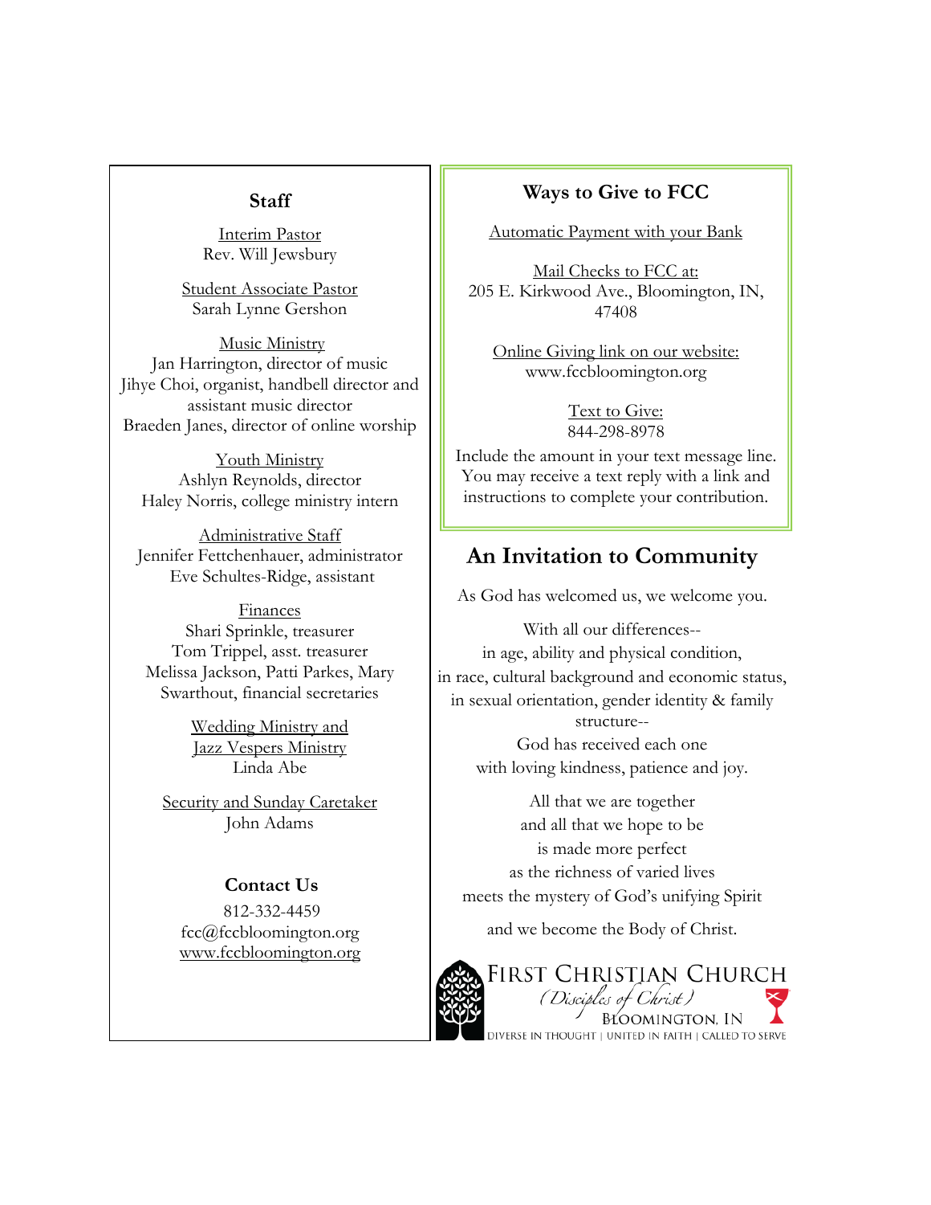## Staff

Interim Pastor
Rev. Will Jewsbury

Student Associate Pastor
Sarah Lynne Gershon

Music Ministry
Jan Harrington, director of music
Jihye Choi, organist, handbell director and assistant music director
Braeden Janes, director of online worship

Youth Ministry
Ashlyn Reynolds, director
Haley Norris, college ministry intern

Administrative Staff
Jennifer Fettchenhauer, administrator
Eve Schultes-Ridge, assistant

Finances
Shari Sprinkle, treasurer
Tom Trippel, asst. treasurer
Melissa Jackson, Patti Parkes, Mary Swarthout, financial secretaries

Wedding Ministry and Jazz Vespers Ministry
Linda Abe

Security and Sunday Caretaker
John Adams

### Contact Us

812-332-4459
fcc@fccbloomington.org
www.fccbloomington.org

## Ways to Give to FCC

Automatic Payment with your Bank

Mail Checks to FCC at:
205 E. Kirkwood Ave., Bloomington, IN, 47408

Online Giving link on our website:
www.fccbloomington.org

Text to Give:
844-298-8978
Include the amount in your text message line. You may receive a text reply with a link and instructions to complete your contribution.

## An Invitation to Community

As God has welcomed us, we welcome you.

With all our differences--
in age, ability and physical condition,
in race, cultural background and economic status,
in sexual orientation, gender identity & family structure--
God has received each one
with loving kindness, patience and joy.

All that we are together
and all that we hope to be
is made more perfect
as the richness of varied lives
meets the mystery of God's unifying Spirit

and we become the Body of Christ.

First Christian Church
(Disciples of Christ)
Bloomington, IN
DIVERSE IN THOUGHT | UNITED IN FAITH | CALLED TO SERVE